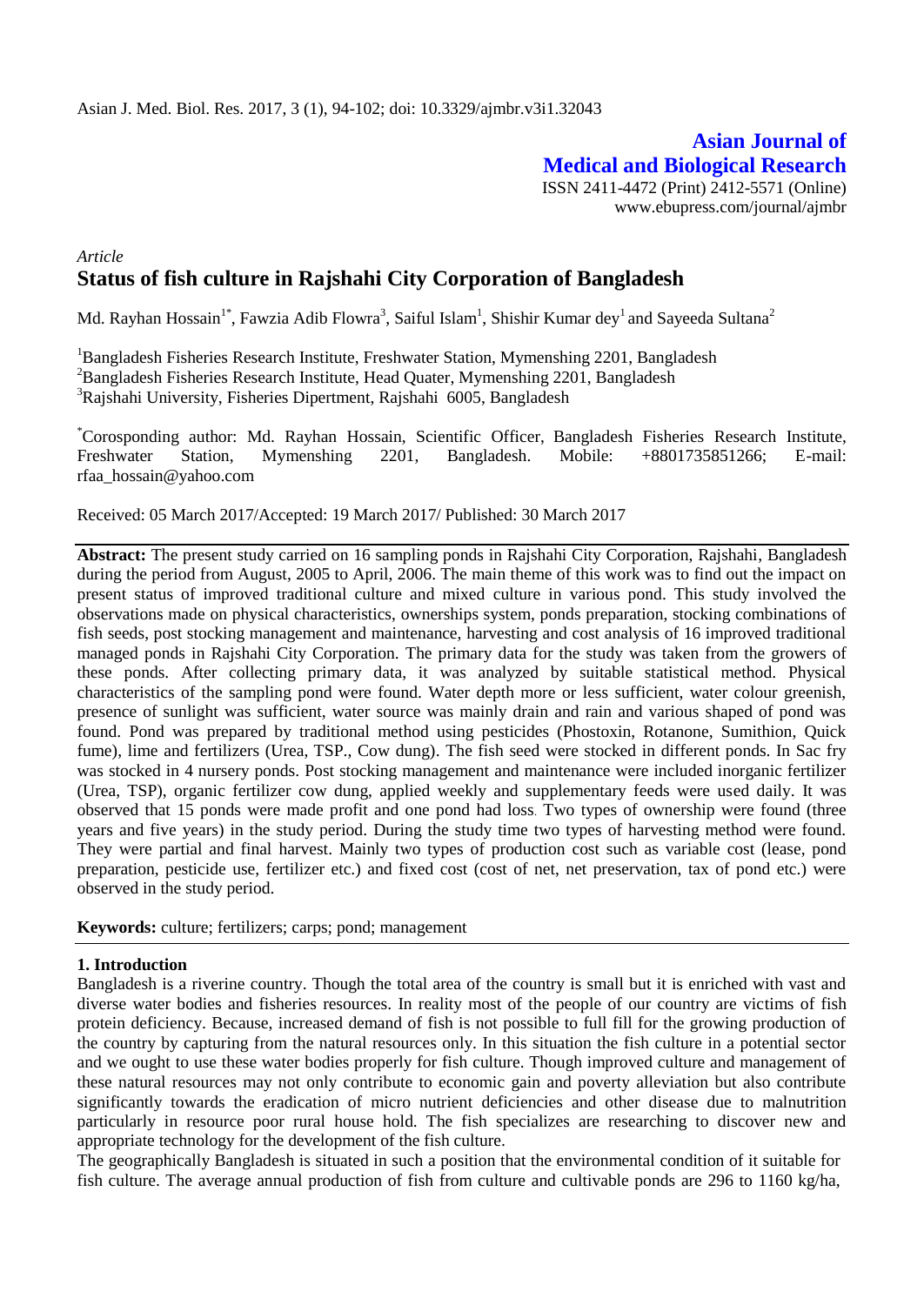# Asian Journal of Medical and Biological Research

ISSN 2411-4472 (Print) 2412-5571 (Online)
www.ebupress.com/journal/ajmbr

*Article*

## Status of fish culture in Rajshahi City Corporation of Bangladesh

Md. Rayhan Hossain[1*], Fawzia Adib Flowra[3], Saiful Islam[1], Shishir Kumar dey[1] and Sayeeda Sultana[2]

[1]Bangladesh Fisheries Research Institute, Freshwater Station, Mymenshing 2201, Bangladesh
[2]Bangladesh Fisheries Research Institute, Head Quater, Mymenshing 2201, Bangladesh
[3]Rajshahi University, Fisheries Dipertment, Rajshahi 6005, Bangladesh

[*]Corosponding author: Md. Rayhan Hossain, Scientific Officer, Bangladesh Fisheries Research Institute, Freshwater Station, Mymenshing 2201, Bangladesh. Mobile: +8801735851266; E-mail: rfaa_hossain@yahoo.com

Received: 05 March 2017/Accepted: 19 March 2017/ Published: 30 March 2017

**Abstract:** The present study carried on 16 sampling ponds in Rajshahi City Corporation, Rajshahi, Bangladesh during the period from August, 2005 to April, 2006. The main theme of this work was to find out the impact on present status of improved traditional culture and mixed culture in various pond. This study involved the observations made on physical characteristics, ownerships system, ponds preparation, stocking combinations of fish seeds, post stocking management and maintenance, harvesting and cost analysis of 16 improved traditional managed ponds in Rajshahi City Corporation. The primary data for the study was taken from the growers of these ponds. After collecting primary data, it was analyzed by suitable statistical method. Physical characteristics of the sampling pond were found. Water depth more or less sufficient, water colour greenish, presence of sunlight was sufficient, water source was mainly drain and rain and various shaped of pond was found. Pond was prepared by traditional method using pesticides (Phostoxin, Rotanone, Sumithion, Quick fume), lime and fertilizers (Urea, TSP., Cow dung). The fish seed were stocked in different ponds. In Sac fry was stocked in 4 nursery ponds. Post stocking management and maintenance were included inorganic fertilizer (Urea, TSP), organic fertilizer cow dung, applied weekly and supplementary feeds were used daily. It was observed that 15 ponds were made profit and one pond had loss. Two types of ownership were found (three years and five years) in the study period. During the study time two types of harvesting method were found. They were partial and final harvest. Mainly two types of production cost such as variable cost (lease, pond preparation, pesticide use, fertilizer etc.) and fixed cost (cost of net, net preservation, tax of pond etc.) were observed in the study period.

**Keywords:** culture; fertilizers; carps; pond; management

### 1. Introduction

Bangladesh is a riverine country. Though the total area of the country is small but it is enriched with vast and diverse water bodies and fisheries resources. In reality most of the people of our country are victims of fish protein deficiency. Because, increased demand of fish is not possible to full fill for the growing production of the country by capturing from the natural resources only. In this situation the fish culture in a potential sector and we ought to use these water bodies properly for fish culture. Though improved culture and management of these natural resources may not only contribute to economic gain and poverty alleviation but also contribute significantly towards the eradication of micro nutrient deficiencies and other disease due to malnutrition particularly in resource poor rural house hold. The fish specializes are researching to discover new and appropriate technology for the development of the fish culture.

The geographically Bangladesh is situated in such a position that the environmental condition of it suitable for fish culture. The average annual production of fish from culture and cultivable ponds are 296 to 1160 kg/ha,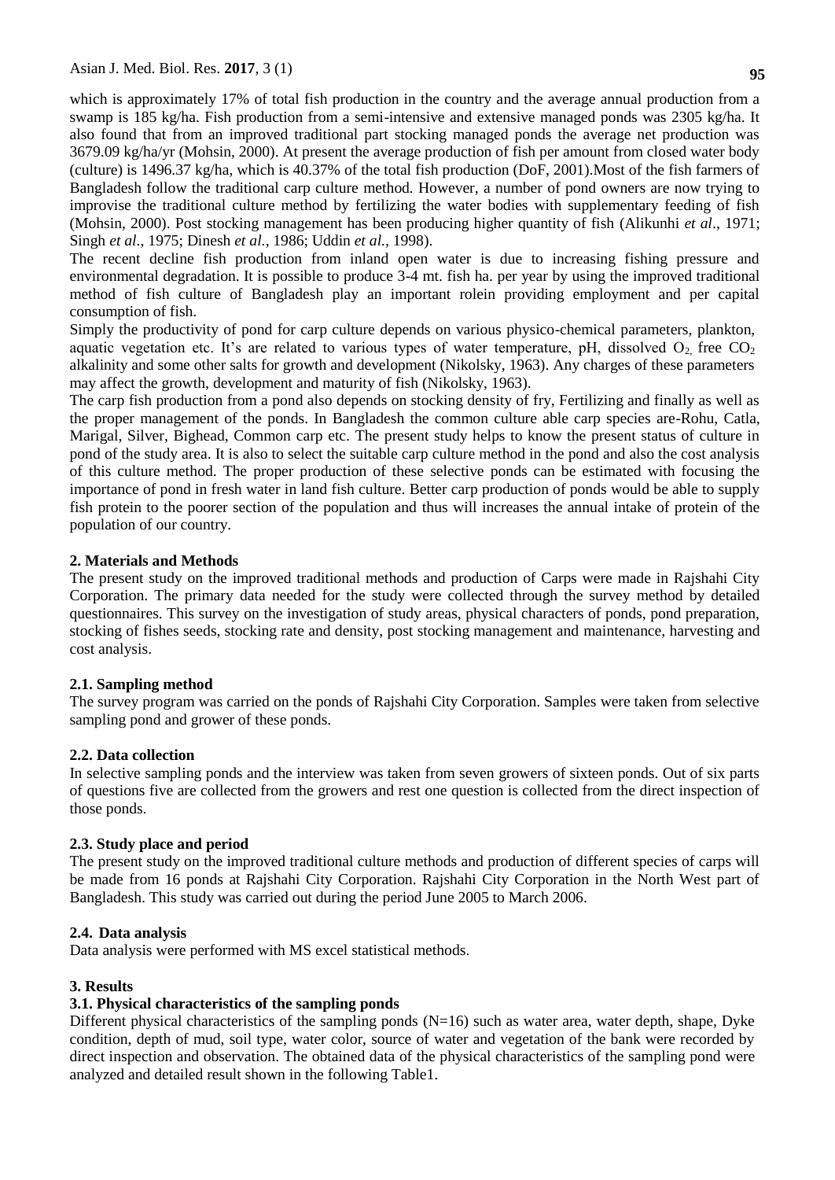which is approximately 17% of total fish production in the country and the average annual production from a swamp is 185 kg/ha. Fish production from a semi-intensive and extensive managed ponds was 2305 kg/ha. It also found that from an improved traditional part stocking managed ponds the average net production was 3679.09 kg/ha/yr (Mohsin, 2000). At present the average production of fish per amount from closed water body (culture) is 1496.37 kg/ha, which is 40.37% of the total fish production (DoF, 2001).Most of the fish farmers of Bangladesh follow the traditional carp culture method. However, a number of pond owners are now trying to improvise the traditional culture method by fertilizing the water bodies with supplementary feeding of fish (Mohsin, 2000). Post stocking management has been producing higher quantity of fish (Alikunhi *et al*., 1971; Singh *et al*., 1975; Dinesh *et al.,* 1986; Uddin *et al.,* 1998).

The recent decline fish production from inland open water is due to increasing fishing pressure and environmental degradation. It is possible to produce 3-4 mt. fish ha. per year by using the improved traditional method of fish culture of Bangladesh play an important rolein providing employment and per capital consumption of fish.

Simply the productivity of pond for carp culture depends on various physico-chemical parameters, plankton, aquatic vegetation etc. It's are related to various types of water temperature, pH, dissolved $O_2$, free $CO_2$ alkalinity and some other salts for growth and development (Nikolsky, 1963). Any charges of these parameters may affect the growth, development and maturity of fish (Nikolsky, 1963).

The carp fish production from a pond also depends on stocking density of fry, Fertilizing and finally as well as the proper management of the ponds. In Bangladesh the common culture able carp species are-Rohu, Catla, Marigal, Silver, Bighead, Common carp etc. The present study helps to know the present status of culture in pond of the study area. It is also to select the suitable carp culture method in the pond and also the cost analysis of this culture method. The proper production of these selective ponds can be estimated with focusing the importance of pond in fresh water in land fish culture. Better carp production of ponds would be able to supply fish protein to the poorer section of the population and thus will increases the annual intake of protein of the population of our country.

## 2. Materials and Methods

The present study on the improved traditional methods and production of Carps were made in Rajshahi City Corporation. The primary data needed for the study were collected through the survey method by detailed questionnaires. This survey on the investigation of study areas, physical characters of ponds, pond preparation, stocking of fishes seeds, stocking rate and density, post stocking management and maintenance, harvesting and cost analysis.

### 2.1. Sampling method

The survey program was carried on the ponds of Rajshahi City Corporation. Samples were taken from selective sampling pond and grower of these ponds.

### 2.2. Data collection

In selective sampling ponds and the interview was taken from seven growers of sixteen ponds. Out of six parts of questions five are collected from the growers and rest one question is collected from the direct inspection of those ponds.

### 2.3. Study place and period

The present study on the improved traditional culture methods and production of different species of carps will be made from 16 ponds at Rajshahi City Corporation. Rajshahi City Corporation in the North West part of Bangladesh. This study was carried out during the period June 2005 to March 2006.

### 2.4. Data analysis

Data analysis were performed with MS excel statistical methods.

## 3. Results

### 3.1. Physical characteristics of the sampling ponds

Different physical characteristics of the sampling ponds (N=16) such as water area, water depth, shape, Dyke condition, depth of mud, soil type, water color, source of water and vegetation of the bank were recorded by direct inspection and observation. The obtained data of the physical characteristics of the sampling pond were analyzed and detailed result shown in the following Table1.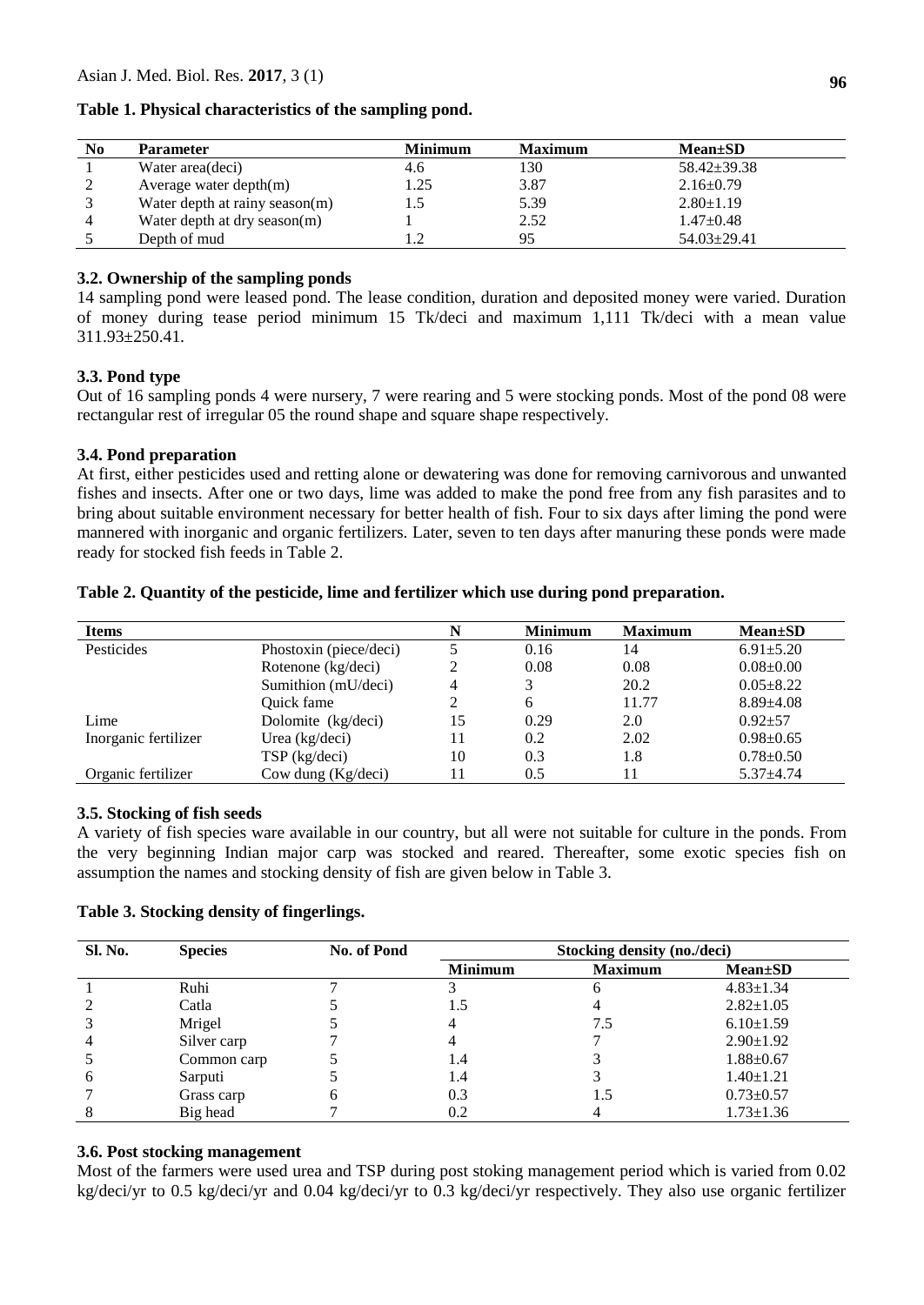**Table 1. Physical characteristics of the sampling pond.**

| No | Parameter | Minimum | Maximum | Mean±SD |
|---|---|---|---|---|
| 1 | Water area(deci) | 4.6 | 130 | 58.42±39.38 |
| 2 | Average water depth(m) | 1.25 | 3.87 | 2.16±0.79 |
| 3 | Water depth at rainy season(m) | 1.5 | 5.39 | 2.80±1.19 |
| 4 | Water depth at dry season(m) | 1 | 2.52 | 1.47±0.48 |
| 5 | Depth of mud | 1.2 | 95 | 54.03±29.41 |

### 3.2. Ownership of the sampling ponds

14 sampling pond were leased pond. The lease condition, duration and deposited money were varied. Duration of money during tease period minimum 15 Tk/deci and maximum 1,111 Tk/deci with a mean value 311.93±250.41.

### 3.3. Pond type

Out of 16 sampling ponds 4 were nursery, 7 were rearing and 5 were stocking ponds. Most of the pond 08 were rectangular rest of irregular 05 the round shape and square shape respectively.

### 3.4. Pond preparation

At first, either pesticides used and retting alone or dewatering was done for removing carnivorous and unwanted fishes and insects. After one or two days, lime was added to make the pond free from any fish parasites and to bring about suitable environment necessary for better health of fish. Four to six days after liming the pond were mannered with inorganic and organic fertilizers. Later, seven to ten days after manuring these ponds were made ready for stocked fish feeds in Table 2.

**Table 2. Quantity of the pesticide, lime and fertilizer which use during pond preparation.**

| Items | | N | Minimum | Maximum | Mean±SD |
|---|---|---|---|---|---|
| Pesticides | Phostoxin (piece/deci) | 5 | 0.16 | 14 | 6.91±5.20 |
| | Rotenone (kg/deci) | 2 | 0.08 | 0.08 | 0.08±0.00 |
| | Sumithion (mU/deci) | 4 | 3 | 20.2 | 0.05±8.22 |
| | Quick fame | 2 | 6 | 11.77 | 8.89±4.08 |
| Lime | Dolomite (kg/deci) | 15 | 0.29 | 2.0 | 0.92±57 |
| Inorganic fertilizer | Urea (kg/deci) | 11 | 0.2 | 2.02 | 0.98±0.65 |
| | TSP (kg/deci) | 10 | 0.3 | 1.8 | 0.78±0.50 |
| Organic fertilizer | Cow dung (Kg/deci) | 11 | 0.5 | 11 | 5.37±4.74 |

### 3.5. Stocking of fish seeds

A variety of fish species ware available in our country, but all were not suitable for culture in the ponds. From the very beginning Indian major carp was stocked and reared. Thereafter, some exotic species fish on assumption the names and stocking density of fish are given below in Table 3.

**Table 3. Stocking density of fingerlings.**

| Sl. No. | Species | No. of Pond | Stocking density (no./deci) | | |
|---|---|---|---|---|---|
| | | | Minimum | Maximum | Mean±SD |
| 1 | Ruhi | 7 | 3 | 6 | 4.83±1.34 |
| 2 | Catla | 5 | 1.5 | 4 | 2.82±1.05 |
| 3 | Mrigel | 5 | 4 | 7.5 | 6.10±1.59 |
| 4 | Silver carp | 7 | 4 | 7 | 2.90±1.92 |
| 5 | Common carp | 5 | 1.4 | 3 | 1.88±0.67 |
| 6 | Sarputi | 5 | 1.4 | 3 | 1.40±1.21 |
| 7 | Grass carp | 6 | 0.3 | 1.5 | 0.73±0.57 |
| 8 | Big head | 7 | 0.2 | 4 | 1.73±1.36 |

### 3.6. Post stocking management

Most of the farmers were used urea and TSP during post stoking management period which is varied from 0.02 kg/deci/yr to 0.5 kg/deci/yr and 0.04 kg/deci/yr to 0.3 kg/deci/yr respectively. They also use organic fertilizer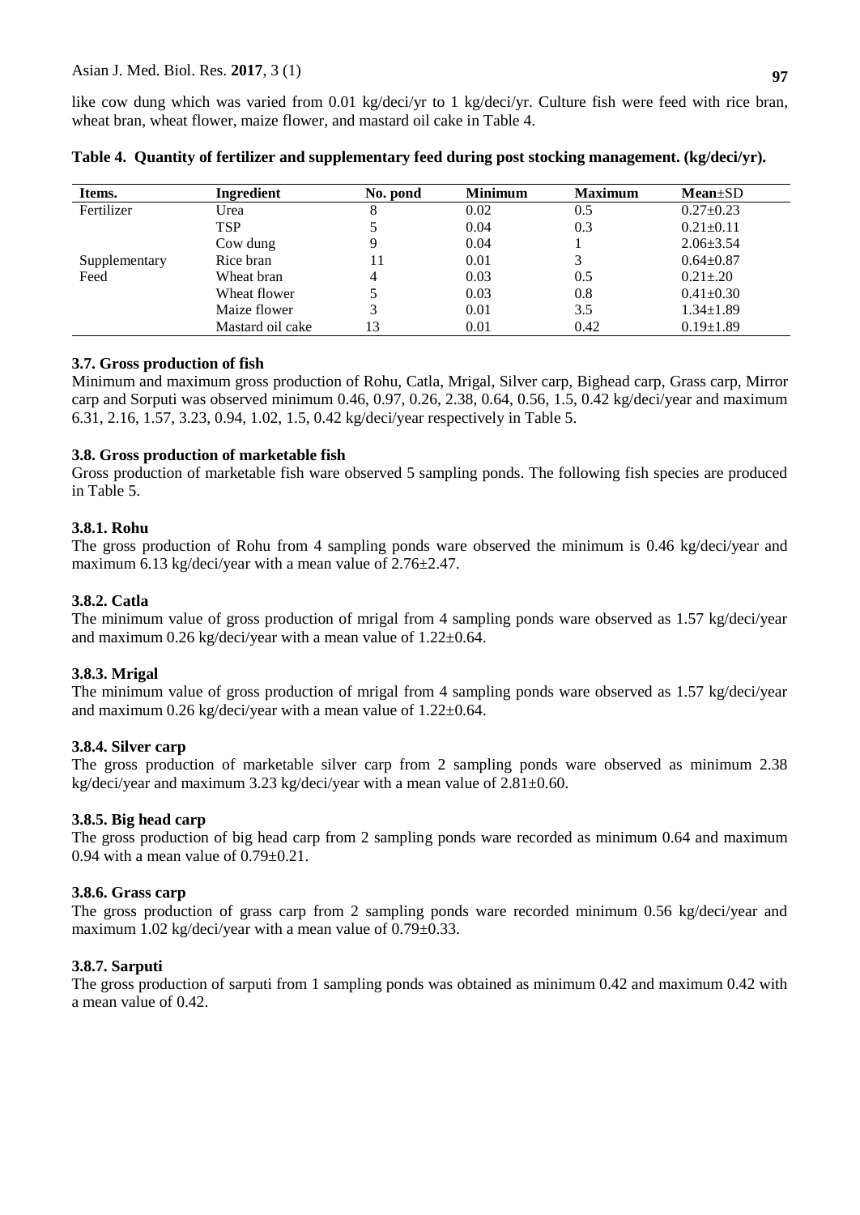like cow dung which was varied from 0.01 kg/deci/yr to 1 kg/deci/yr. Culture fish were feed with rice bran, wheat bran, wheat flower, maize flower, and mastard oil cake in Table 4.

**Table 4. Quantity of fertilizer and supplementary feed during post stocking management. (kg/deci/yr).**

| Items. | Ingredient | No. pond | Minimum | Maximum | Mean±SD |
|---|---|---|---|---|---|
| Fertilizer | Urea | 8 | 0.02 | 0.5 | 0.27±0.23 |
| | TSP | 5 | 0.04 | 0.3 | 0.21±0.11 |
| | Cow dung | 9 | 0.04 | 1 | 2.06±3.54 |
| Supplementary Feed | Rice bran | 11 | 0.01 | 3 | 0.64±0.87 |
| | Wheat bran | 4 | 0.03 | 0.5 | 0.21±.20 |
| | Wheat flower | 5 | 0.03 | 0.8 | 0.41±0.30 |
| | Maize flower | 3 | 0.01 | 3.5 | 1.34±1.89 |
| | Mastard oil cake | 13 | 0.01 | 0.42 | 0.19±1.89 |

### 3.7. Gross production of fish

Minimum and maximum gross production of Rohu, Catla, Mrigal, Silver carp, Bighead carp, Grass carp, Mirror carp and Sorputi was observed minimum 0.46, 0.97, 0.26, 2.38, 0.64, 0.56, 1.5, 0.42 kg/deci/year and maximum 6.31, 2.16, 1.57, 3.23, 0.94, 1.02, 1.5, 0.42 kg/deci/year respectively in Table 5.

### 3.8. Gross production of marketable fish

Gross production of marketable fish ware observed 5 sampling ponds. The following fish species are produced in Table 5.

#### 3.8.1. Rohu

The gross production of Rohu from 4 sampling ponds ware observed the minimum is 0.46 kg/deci/year and maximum 6.13 kg/deci/year with a mean value of 2.76±2.47.

#### 3.8.2. Catla

The minimum value of gross production of mrigal from 4 sampling ponds ware observed as 1.57 kg/deci/year and maximum 0.26 kg/deci/year with a mean value of 1.22±0.64.

#### 3.8.3. Mrigal

The minimum value of gross production of mrigal from 4 sampling ponds ware observed as 1.57 kg/deci/year and maximum 0.26 kg/deci/year with a mean value of 1.22±0.64.

#### 3.8.4. Silver carp

The gross production of marketable silver carp from 2 sampling ponds ware observed as minimum 2.38 kg/deci/year and maximum 3.23 kg/deci/year with a mean value of 2.81±0.60.

#### 3.8.5. Big head carp

The gross production of big head carp from 2 sampling ponds ware recorded as minimum 0.64 and maximum 0.94 with a mean value of 0.79±0.21.

#### 3.8.6. Grass carp

The gross production of grass carp from 2 sampling ponds ware recorded minimum 0.56 kg/deci/year and maximum 1.02 kg/deci/year with a mean value of 0.79±0.33.

#### 3.8.7. Sarputi

The gross production of sarputi from 1 sampling ponds was obtained as minimum 0.42 and maximum 0.42 with a mean value of 0.42.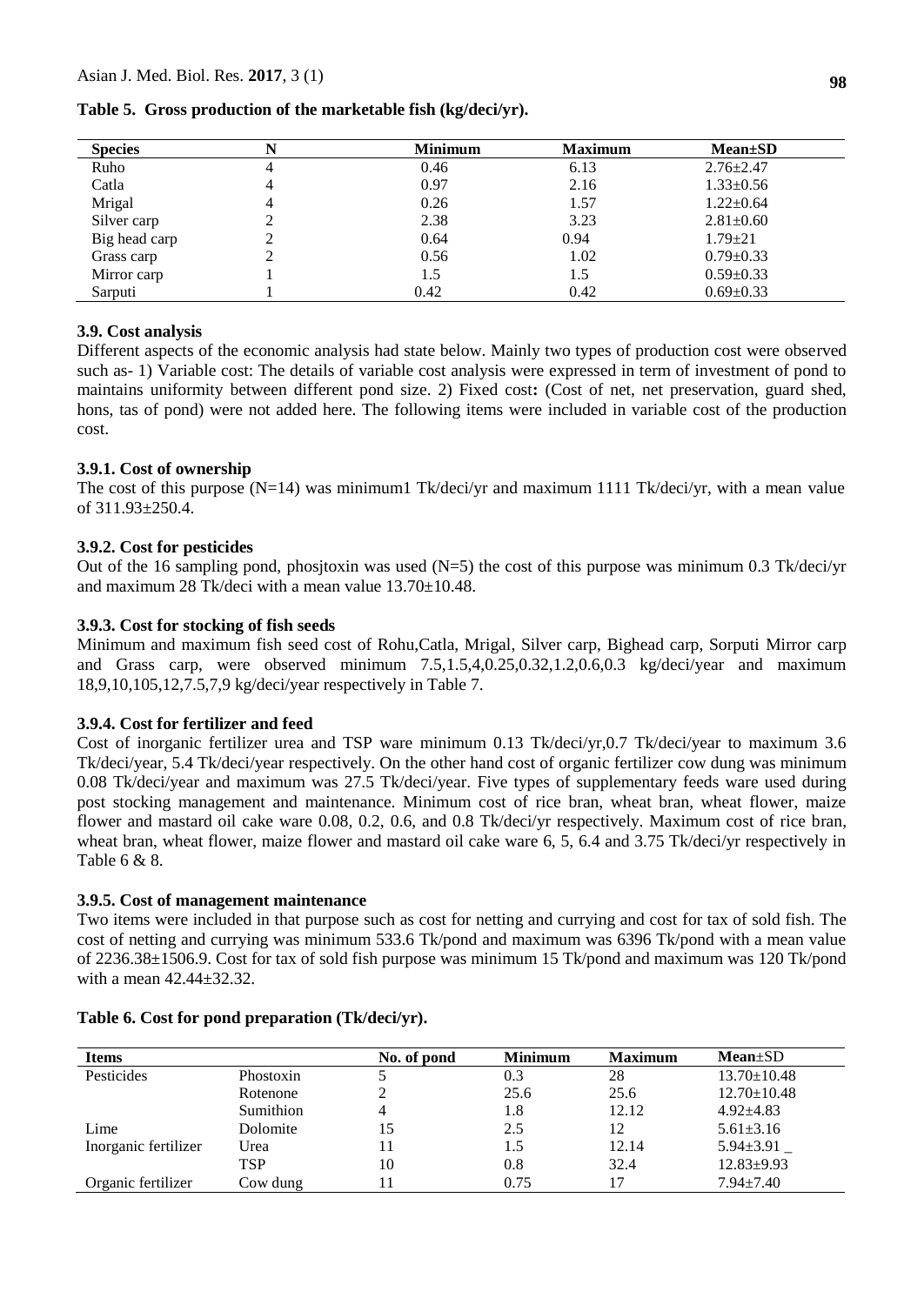**Table 5. Gross production of the marketable fish (kg/deci/yr).**

| Species | N | Minimum | Maximum | Mean±SD |
|---|---|---|---|---|
| Ruho | 4 | 0.46 | 6.13 | 2.76±2.47 |
| Catla | 4 | 0.97 | 2.16 | 1.33±0.56 |
| Mrigal | 4 | 0.26 | 1.57 | 1.22±0.64 |
| Silver carp | 2 | 2.38 | 3.23 | 2.81±0.60 |
| Big head carp | 2 | 0.64 | 0.94 | 1.79±21 |
| Grass carp | 2 | 0.56 | 1.02 | 0.79±0.33 |
| Mirror carp | 1 | 1.5 | 1.5 | 0.59±0.33 |
| Sarputi | 1 | 0.42 | 0.42 | 0.69±0.33 |

### 3.9. Cost analysis

Different aspects of the economic analysis had state below. Mainly two types of production cost were observed such as- 1) Variable cost: The details of variable cost analysis were expressed in term of investment of pond to maintains uniformity between different pond size. 2) Fixed cost**:** (Cost of net, net preservation, guard shed, hons, tas of pond) were not added here. The following items were included in variable cost of the production cost.

#### 3.9.1. Cost of ownership

The cost of this purpose (N=14) was minimum1 Tk/deci/yr and maximum 1111 Tk/deci/yr, with a mean value of 311.93±250.4.

#### 3.9.2. Cost for pesticides

Out of the 16 sampling pond, phosjtoxin was used (N=5) the cost of this purpose was minimum 0.3 Tk/deci/yr and maximum 28 Tk/deci with a mean value 13.70±10.48.

#### 3.9.3. Cost for stocking of fish seeds

Minimum and maximum fish seed cost of Rohu,Catla, Mrigal, Silver carp, Bighead carp, Sorputi Mirror carp and Grass carp, were observed minimum 7.5,1.5,4,0.25,0.32,1.2,0.6,0.3 kg/deci/year and maximum 18,9,10,105,12,7.5,7,9 kg/deci/year respectively in Table 7.

#### 3.9.4. Cost for fertilizer and feed

Cost of inorganic fertilizer urea and TSP ware minimum 0.13 Tk/deci/yr,0.7 Tk/deci/year to maximum 3.6 Tk/deci/year, 5.4 Tk/deci/year respectively. On the other hand cost of organic fertilizer cow dung was minimum 0.08 Tk/deci/year and maximum was 27.5 Tk/deci/year. Five types of supplementary feeds ware used during post stocking management and maintenance. Minimum cost of rice bran, wheat bran, wheat flower, maize flower and mastard oil cake ware 0.08, 0.2, 0.6, and 0.8 Tk/deci/yr respectively. Maximum cost of rice bran, wheat bran, wheat flower, maize flower and mastard oil cake ware 6, 5, 6.4 and 3.75 Tk/deci/yr respectively in Table 6 & 8.

#### 3.9.5. Cost of management maintenance

Two items were included in that purpose such as cost for netting and currying and cost for tax of sold fish. The cost of netting and currying was minimum 533.6 Tk/pond and maximum was 6396 Tk/pond with a mean value of 2236.38±1506.9. Cost for tax of sold fish purpose was minimum 15 Tk/pond and maximum was 120 Tk/pond with a mean 42.44±32.32.

**Table 6. Cost for pond preparation (Tk/deci/yr).**

| Items | | No. of pond | Minimum | Maximum | Mean±SD |
|---|---|---|---|---|---|
| Pesticides | Phostoxin | 5 | 0.3 | 28 | 13.70±10.48 |
| | Rotenone | 2 | 25.6 | 25.6 | 12.70±10.48 |
| | Sumithion | 4 | 1.8 | 12.12 | 4.92±4.83 |
| Lime | Dolomite | 15 | 2.5 | 12 | 5.61±3.16 |
| Inorganic fertilizer | Urea | 11 | 1.5 | 12.14 | 5.94±3.91 _ |
| | TSP | 10 | 0.8 | 32.4 | 12.83±9.93 |
| Organic fertilizer | Cow dung | 11 | 0.75 | 17 | 7.94±7.40 |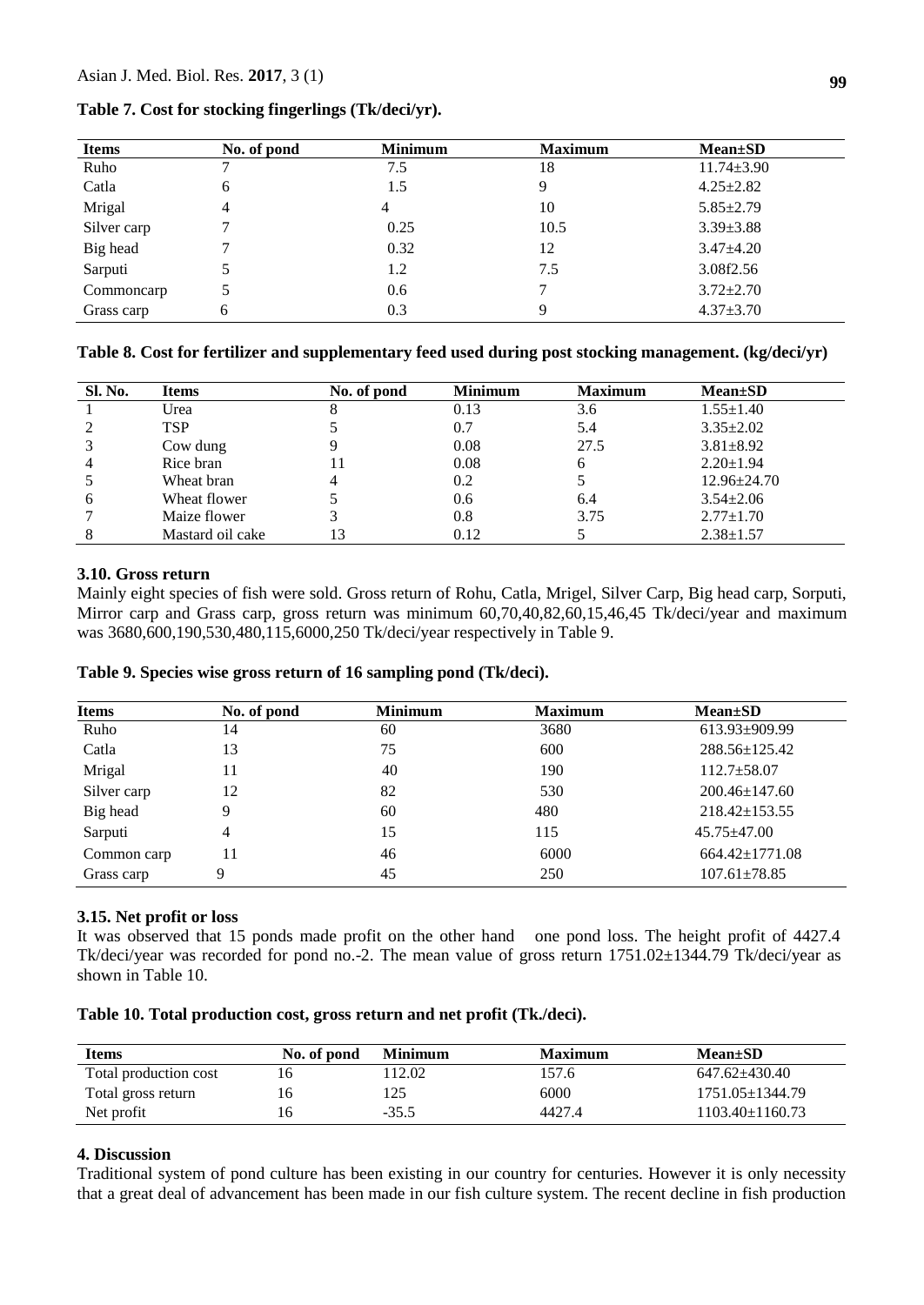**Table 7. Cost for stocking fingerlings (Tk/deci/yr).**

| Items | No. of pond | Minimum | Maximum | Mean±SD |
|---|---|---|---|---|
| Ruho | 7 | 7.5 | 18 | 11.74±3.90 |
| Catla | 6 | 1.5 | 9 | 4.25±2.82 |
| Mrigal | 4 | 4 | 10 | 5.85±2.79 |
| Silver carp | 7 | 0.25 | 10.5 | 3.39±3.88 |
| Big head | 7 | 0.32 | 12 | 3.47±4.20 |
| Sarputi | 5 | 1.2 | 7.5 | 3.08f2.56 |
| Commoncarp | 5 | 0.6 | 7 | 3.72±2.70 |
| Grass carp | 6 | 0.3 | 9 | 4.37±3.70 |

**Table 8. Cost for fertilizer and supplementary feed used during post stocking management. (kg/deci/yr)**

| Sl. No. | Items | No. of pond | Minimum | Maximum | Mean±SD |
|---|---|---|---|---|---|
| 1 | Urea | 8 | 0.13 | 3.6 | 1.55±1.40 |
| 2 | TSP | 5 | 0.7 | 5.4 | 3.35±2.02 |
| 3 | Cow dung | 9 | 0.08 | 27.5 | 3.81±8.92 |
| 4 | Rice bran | 11 | 0.08 | 6 | 2.20±1.94 |
| 5 | Wheat bran | 4 | 0.2 | 5 | 12.96±24.70 |
| 6 | Wheat flower | 5 | 0.6 | 6.4 | 3.54±2.06 |
| 7 | Maize flower | 3 | 0.8 | 3.75 | 2.77±1.70 |
| 8 | Mastard oil cake | 13 | 0.12 | 5 | 2.38±1.57 |

### 3.10. Gross return

Mainly eight species of fish were sold. Gross return of Rohu, Catla, Mrigel, Silver Carp, Big head carp, Sorputi, Mirror carp and Grass carp, gross return was minimum 60,70,40,82,60,15,46,45 Tk/deci/year and maximum was 3680,600,190,530,480,115,6000,250 Tk/deci/year respectively in Table 9.

**Table 9. Species wise gross return of 16 sampling pond (Tk/deci).**

| Items | No. of pond | Minimum | Maximum | Mean±SD |
|---|---|---|---|---|
| Ruho | 14 | 60 | 3680 | 613.93±909.99 |
| Catla | 13 | 75 | 600 | 288.56±125.42 |
| Mrigal | 11 | 40 | 190 | 112.7±58.07 |
| Silver carp | 12 | 82 | 530 | 200.46±147.60 |
| Big head | 9 | 60 | 480 | 218.42±153.55 |
| Sarputi | 4 | 15 | 115 | 45.75±47.00 |
| Common carp | 11 | 46 | 6000 | 664.42±1771.08 |
| Grass carp | 9 | 45 | 250 | 107.61±78.85 |

### 3.15. Net profit or loss

It was observed that 15 ponds made profit on the other hand one pond loss. The height profit of 4427.4 Tk/deci/year was recorded for pond no.-2. The mean value of gross return 1751.02±1344.79 Tk/deci/year as shown in Table 10.

**Table 10. Total production cost, gross return and net profit (Tk./deci).**

| Items | No. of pond | Minimum | Maximum | Mean±SD |
|---|---|---|---|---|
| Total production cost | 16 | 112.02 | 157.6 | 647.62±430.40 |
| Total gross return | 16 | 125 | 6000 | 1751.05±1344.79 |
| Net profit | 16 | -35.5 | 4427.4 | 1103.40±1160.73 |

## 4. Discussion

Traditional system of pond culture has been existing in our country for centuries. However it is only necessity that a great deal of advancement has been made in our fish culture system. The recent decline in fish production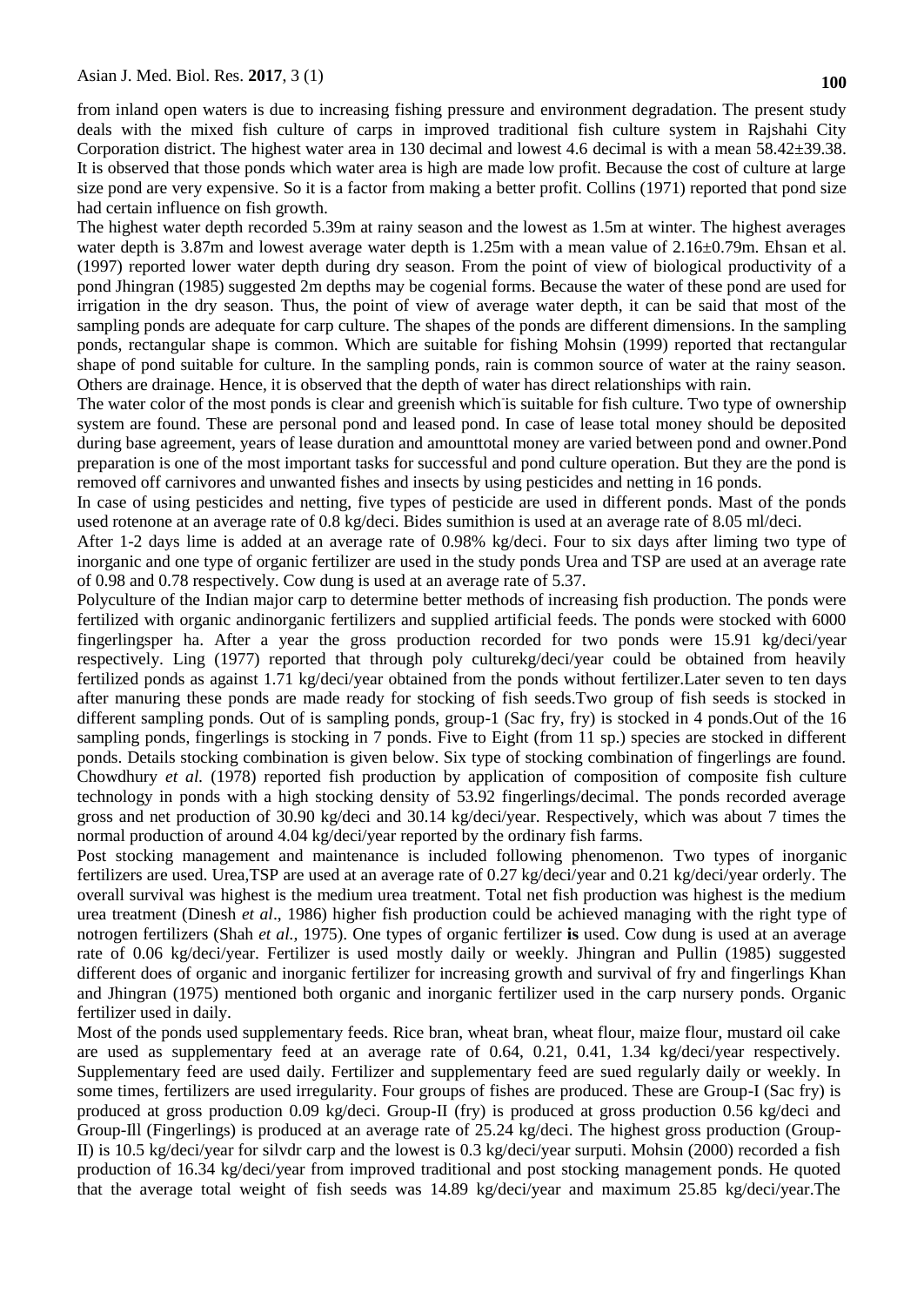from inland open waters is due to increasing fishing pressure and environment degradation. The present study deals with the mixed fish culture of carps in improved traditional fish culture system in Rajshahi City Corporation district. The highest water area in 130 decimal and lowest 4.6 decimal is with a mean 58.42±39.38. It is observed that those ponds which water area is high are made low profit. Because the cost of culture at large size pond are very expensive. So it is a factor from making a better profit. Collins (1971) reported that pond size had certain influence on fish growth.

The highest water depth recorded 5.39m at rainy season and the lowest as 1.5m at winter. The highest averages water depth is 3.87m and lowest average water depth is 1.25m with a mean value of 2.16±0.79m. Ehsan et al. (1997) reported lower water depth during dry season. From the point of view of biological productivity of a pond Jhingran (1985) suggested 2m depths may be cogenial forms. Because the water of these pond are used for irrigation in the dry season. Thus, the point of view of average water depth, it can be said that most of the sampling ponds are adequate for carp culture. The shapes of the ponds are different dimensions. In the sampling ponds, rectangular shape is common. Which are suitable for fishing Mohsin (1999) reported that rectangular shape of pond suitable for culture. In the sampling ponds, rain is common source of water at the rainy season. Others are drainage. Hence, it is observed that the depth of water has direct relationships with rain.

The water color of the most ponds is clear and greenish which is suitable for fish culture. Two type of ownership system are found. These are personal pond and leased pond. In case of lease total money should be deposited during base agreement, years of lease duration and amounttotal money are varied between pond and owner.Pond preparation is one of the most important tasks for successful and pond culture operation. But they are the pond is removed off carnivores and unwanted fishes and insects by using pesticides and netting in 16 ponds.

In case of using pesticides and netting, five types of pesticide are used in different ponds. Mast of the ponds used rotenone at an average rate of 0.8 kg/deci. Bides sumithion is used at an average rate of 8.05 ml/deci.

After 1-2 days lime is added at an average rate of 0.98% kg/deci. Four to six days after liming two type of inorganic and one type of organic fertilizer are used in the study ponds Urea and TSP are used at an average rate of 0.98 and 0.78 respectively. Cow dung is used at an average rate of 5.37.

Polyculture of the Indian major carp to determine better methods of increasing fish production. The ponds were fertilized with organic andinorganic fertilizers and supplied artificial feeds. The ponds were stocked with 6000 fingerlingsper ha. After a year the gross production recorded for two ponds were 15.91 kg/deci/year respectively. Ling (1977) reported that through poly culturekg/deci/year could be obtained from heavily fertilized ponds as against 1.71 kg/deci/year obtained from the ponds without fertilizer.Later seven to ten days after manuring these ponds are made ready for stocking of fish seeds.Two group of fish seeds is stocked in different sampling ponds. Out of is sampling ponds, group-1 (Sac fry, fry) is stocked in 4 ponds.Out of the 16 sampling ponds, fingerlings is stocking in 7 ponds. Five to Eight (from 11 sp.) species are stocked in different ponds. Details stocking combination is given below. Six type of stocking combination of fingerlings are found. Chowdhury *et al.* (1978) reported fish production by application of composition of composite fish culture technology in ponds with a high stocking density of 53.92 fingerlings/decimal. The ponds recorded average gross and net production of 30.90 kg/deci and 30.14 kg/deci/year. Respectively, which was about 7 times the normal production of around 4.04 kg/deci/year reported by the ordinary fish farms.

Post stocking management and maintenance is included following phenomenon. Two types of inorganic fertilizers are used. Urea,TSP are used at an average rate of 0.27 kg/deci/year and 0.21 kg/deci/year orderly. The overall survival was highest is the medium urea treatment. Total net fish production was highest is the medium urea treatment (Dinesh *et al*., 1986) higher fish production could be achieved managing with the right type of notrogen fertilizers (Shah *et al.,* 1975). One types of organic fertilizer **is** used. Cow dung is used at an average rate of 0.06 kg/deci/year. Fertilizer is used mostly daily or weekly. Jhingran and Pullin (1985) suggested different does of organic and inorganic fertilizer for increasing growth and survival of fry and fingerlings Khan and Jhingran (1975) mentioned both organic and inorganic fertilizer used in the carp nursery ponds. Organic fertilizer used in daily.

Most of the ponds used supplementary feeds. Rice bran, wheat bran, wheat flour, maize flour, mustard oil cake are used as supplementary feed at an average rate of 0.64, 0.21, 0.41, 1.34 kg/deci/year respectively. Supplementary feed are used daily. Fertilizer and supplementary feed are sued regularly daily or weekly. In some times, fertilizers are used irregularity. Four groups of fishes are produced. These are Group-I (Sac fry) is produced at gross production 0.09 kg/deci. Group-II (fry) is produced at gross production 0.56 kg/deci and Group-Ill (Fingerlings) is produced at an average rate of 25.24 kg/deci. The highest gross production (Group-II) is 10.5 kg/deci/year for silvdr carp and the lowest is 0.3 kg/deci/year surputi. Mohsin (2000) recorded a fish production of 16.34 kg/deci/year from improved traditional and post stocking management ponds. He quoted that the average total weight of fish seeds was 14.89 kg/deci/year and maximum 25.85 kg/deci/year.The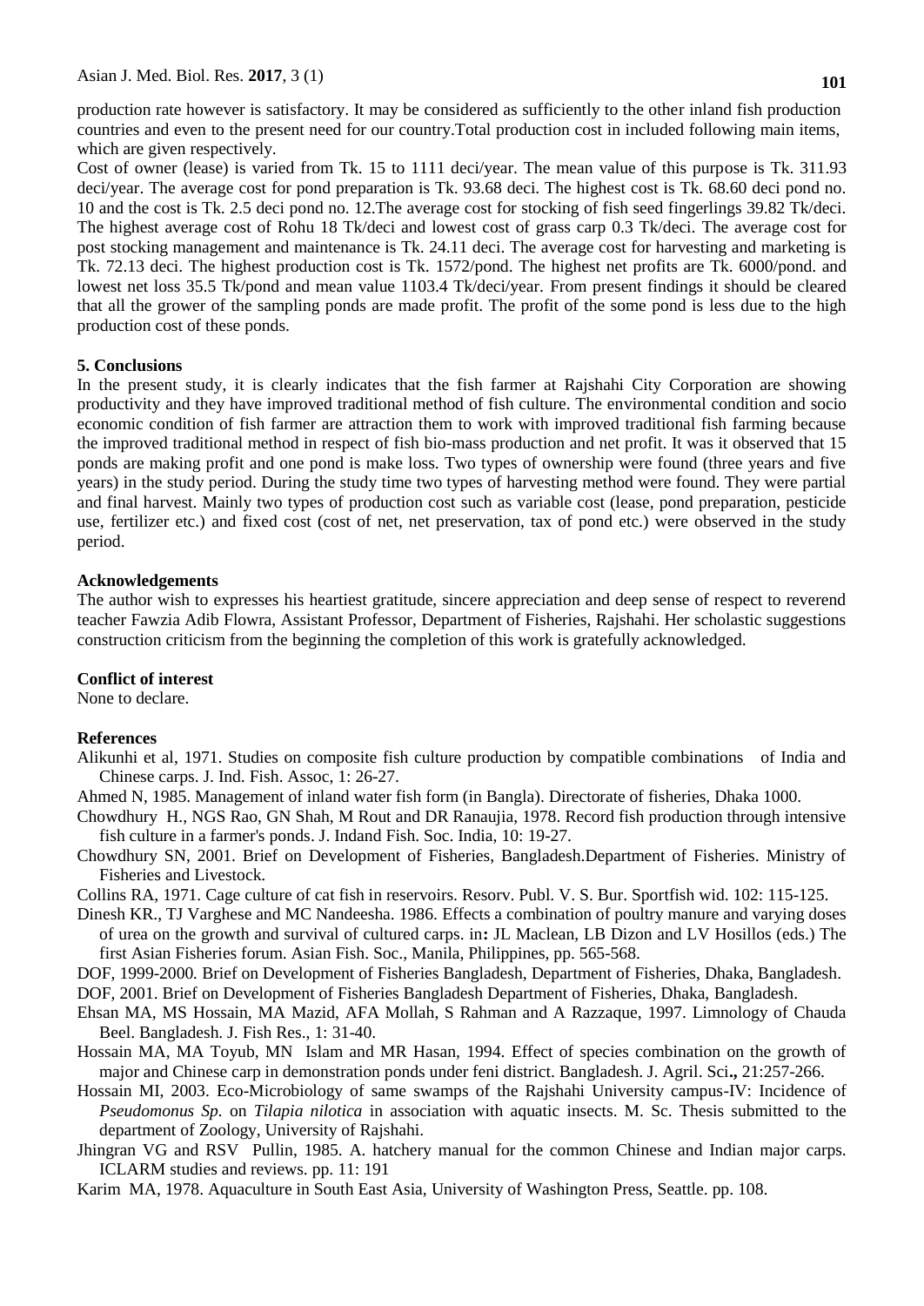production rate however is satisfactory. It may be considered as sufficiently to the other inland fish production countries and even to the present need for our country.Total production cost in included following main items, which are given respectively.

Cost of owner (lease) is varied from Tk. 15 to 1111 deci/year. The mean value of this purpose is Tk. 311.93 deci/year. The average cost for pond preparation is Tk. 93.68 deci. The highest cost is Tk. 68.60 deci pond no. 10 and the cost is Tk. 2.5 deci pond no. 12.The average cost for stocking of fish seed fingerlings 39.82 Tk/deci. The highest average cost of Rohu 18 Tk/deci and lowest cost of grass carp 0.3 Tk/deci. The average cost for post stocking management and maintenance is Tk. 24.11 deci. The average cost for harvesting and marketing is Tk. 72.13 deci. The highest production cost is Tk. 1572/pond. The highest net profits are Tk. 6000/pond. and lowest net loss 35.5 Tk/pond and mean value 1103.4 Tk/deci/year. From present findings it should be cleared that all the grower of the sampling ponds are made profit. The profit of the some pond is less due to the high production cost of these ponds.

## 5. Conclusions

In the present study, it is clearly indicates that the fish farmer at Rajshahi City Corporation are showing productivity and they have improved traditional method of fish culture. The environmental condition and socio economic condition of fish farmer are attraction them to work with improved traditional fish farming because the improved traditional method in respect of fish bio-mass production and net profit. It was it observed that 15 ponds are making profit and one pond is make loss. Two types of ownership were found (three years and five years) in the study period. During the study time two types of harvesting method were found. They were partial and final harvest. Mainly two types of production cost such as variable cost (lease, pond preparation, pesticide use, fertilizer etc.) and fixed cost (cost of net, net preservation, tax of pond etc.) were observed in the study period.

## Acknowledgements

The author wish to expresses his heartiest gratitude, sincere appreciation and deep sense of respect to reverend teacher Fawzia Adib Flowra, Assistant Professor, Department of Fisheries, Rajshahi. Her scholastic suggestions construction criticism from the beginning the completion of this work is gratefully acknowledged.

## Conflict of interest

None to declare.

## References

Alikunhi et al, 1971. Studies on composite fish culture production by compatible combinations of India and Chinese carps. J. Ind. Fish. Assoc, 1: 26-27.

Ahmed N, 1985. Management of inland water fish form (in Bangla). Directorate of fisheries, Dhaka 1000.

Chowdhury H., NGS Rao, GN Shah, M Rout and DR Ranaujia, 1978. Record fish production through intensive fish culture in a farmer's ponds. J. Indand Fish. Soc. India, 10: 19-27.

Chowdhury SN, 2001. Brief on Development of Fisheries, Bangladesh.Department of Fisheries. Ministry of Fisheries and Livestock.

Collins RA, 1971. Cage culture of cat fish in reservoirs. Resorv. Publ. V. S. Bur. Sportfish wid. 102: 115-125.

Dinesh KR., TJ Varghese and MC Nandeesha. 1986. Effects a combination of poultry manure and varying doses of urea on the growth and survival of cultured carps. in**:** JL Maclean, LB Dizon and LV Hosillos (eds.) The first Asian Fisheries forum. Asian Fish. Soc., Manila, Philippines, pp. 565-568.

DOF, 1999-2000*.* Brief on Development of Fisheries Bangladesh, Department of Fisheries, Dhaka, Bangladesh.

DOF, 2001. Brief on Development of Fisheries Bangladesh Department of Fisheries, Dhaka, Bangladesh.

Ehsan MA, MS Hossain, MA Mazid, AFA Mollah, S Rahman and A Razzaque, 1997. Limnology of Chauda Beel. Bangladesh. J. Fish Res., 1: 31-40.

Hossain MA, MA Toyub, MN Islam and MR Hasan, 1994. Effect of species combination on the growth of major and Chinese carp in demonstration ponds under feni district. Bangladesh. J. Agril. Sci**.,** 21:257-266.

Hossain MI, 2003. Eco-Microbiology of same swamps of the Rajshahi University campus-IV: Incidence of *Pseudomonus Sp.* on *Tilapia nilotica* in association with aquatic insects. M. Sc. Thesis submitted to the department of Zoology, University of Rajshahi.

Jhingran VG and RSV Pullin, 1985. A. hatchery manual for the common Chinese and Indian major carps. ICLARM studies and reviews. pp. 11: 191

Karim MA, 1978. Aquaculture in South East Asia, University of Washington Press, Seattle. pp. 108.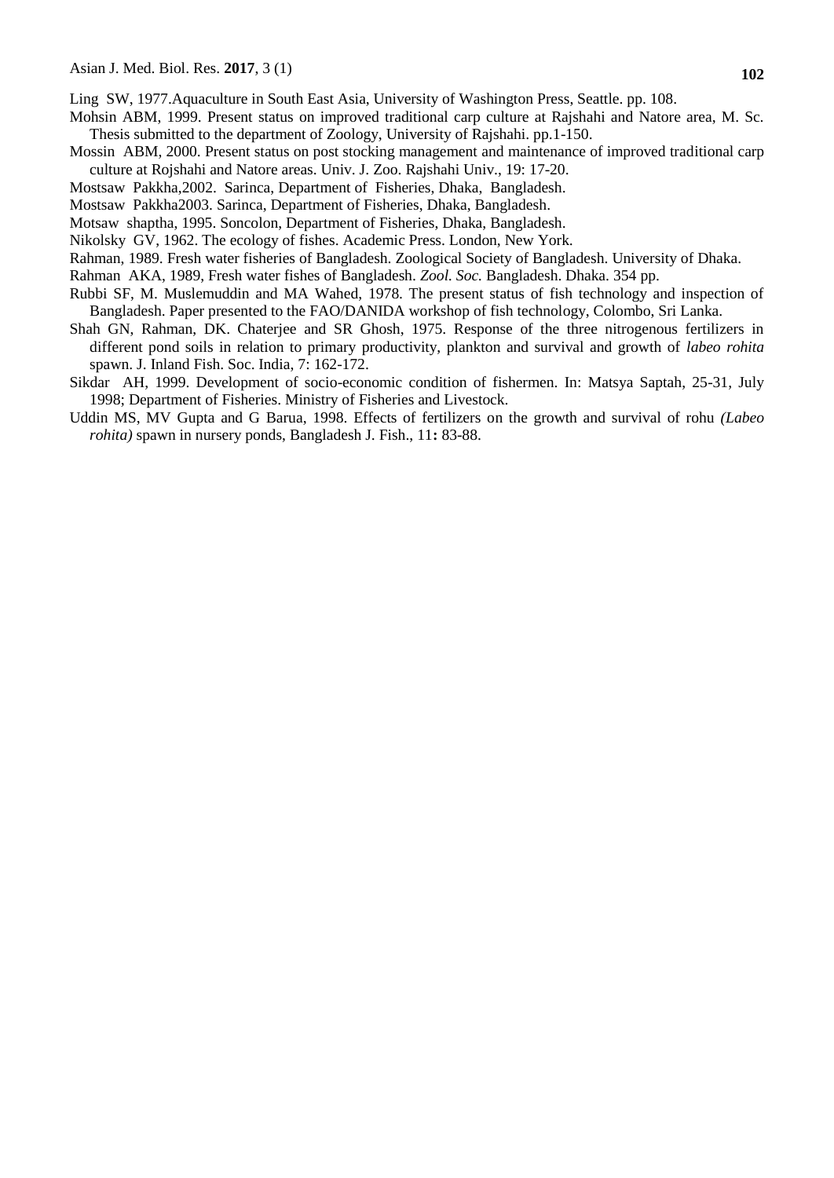Ling SW, 1977.Aquaculture in South East Asia, University of Washington Press, Seattle. pp. 108.

Mohsin ABM, 1999. Present status on improved traditional carp culture at Rajshahi and Natore area, M. Sc. Thesis submitted to the department of Zoology, University of Rajshahi. pp.1-150.

Mossin ABM, 2000. Present status on post stocking management and maintenance of improved traditional carp culture at Rojshahi and Natore areas. Univ. J. Zoo. Rajshahi Univ., 19: 17-20.

Mostsaw Pakkha,2002. Sarinca, Department of Fisheries, Dhaka, Bangladesh.

Mostsaw Pakkha2003. Sarinca, Department of Fisheries, Dhaka, Bangladesh.

Motsaw shaptha, 1995. Soncolon, Department of Fisheries, Dhaka, Bangladesh.

Nikolsky GV, 1962. The ecology of fishes. Academic Press. London, New York.

Rahman, 1989. Fresh water fisheries of Bangladesh. Zoological Society of Bangladesh. University of Dhaka.

Rahman AKA, 1989, Fresh water fishes of Bangladesh. *Zool. Soc.* Bangladesh. Dhaka. 354 pp.

Rubbi SF, M. Muslemuddin and MA Wahed, 1978. The present status of fish technology and inspection of Bangladesh. Paper presented to the FAO/DANIDA workshop of fish technology, Colombo, Sri Lanka.

Shah GN, Rahman, DK. Chaterjee and SR Ghosh, 1975. Response of the three nitrogenous fertilizers in different pond soils in relation to primary productivity, plankton and survival and growth of *labeo rohita* spawn. J. Inland Fish. Soc. India, 7: 162-172.

Sikdar AH, 1999. Development of socio-economic condition of fishermen. In: Matsya Saptah, 25-31, July 1998; Department of Fisheries. Ministry of Fisheries and Livestock.

Uddin MS, MV Gupta and G Barua, 1998. Effects of fertilizers on the growth and survival of rohu *(Labeo rohita)* spawn in nursery ponds, Bangladesh J. Fish., 11**:** 83-88.